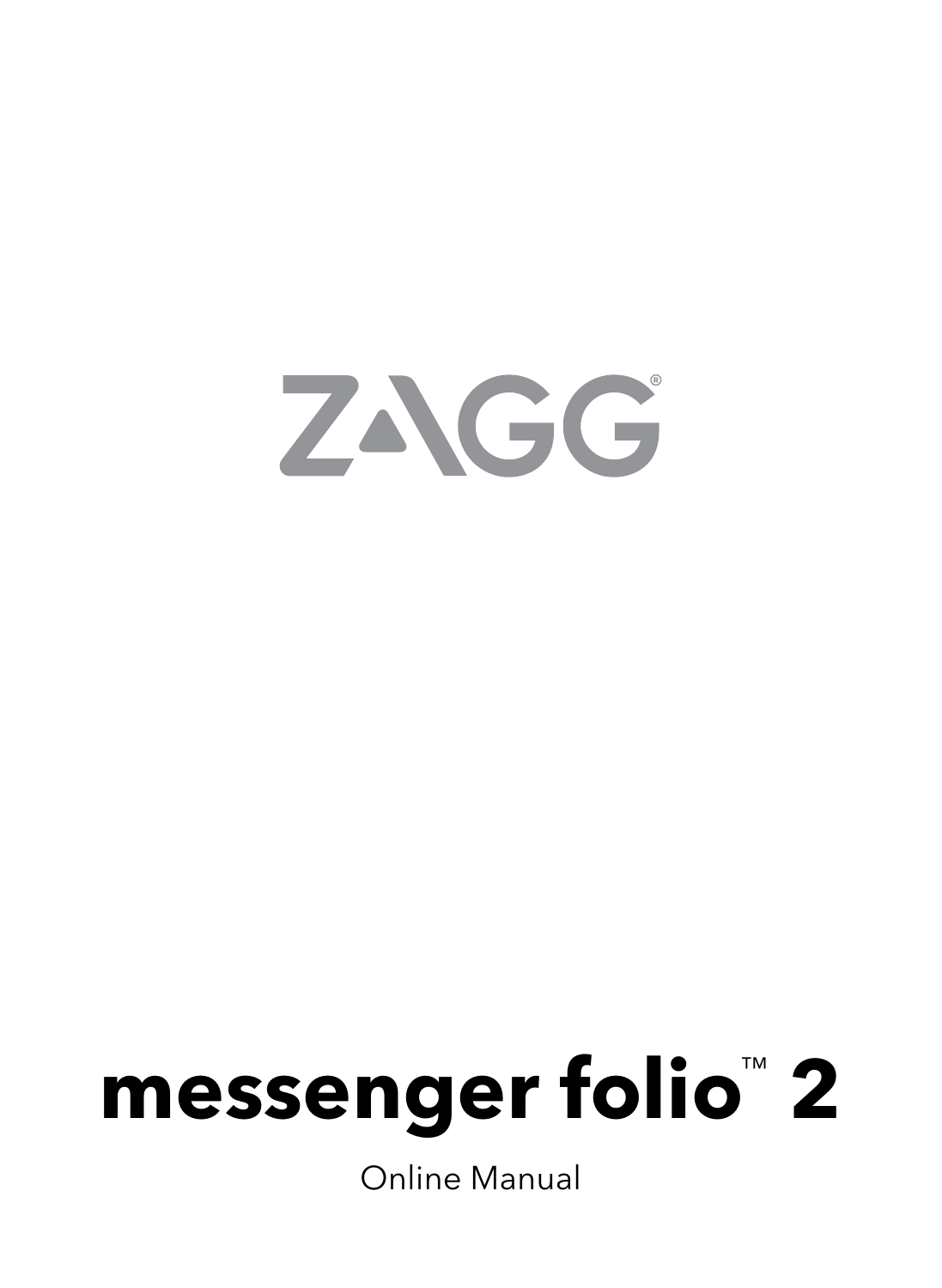ZAGG®

# messenger folio™ 2

Online Manual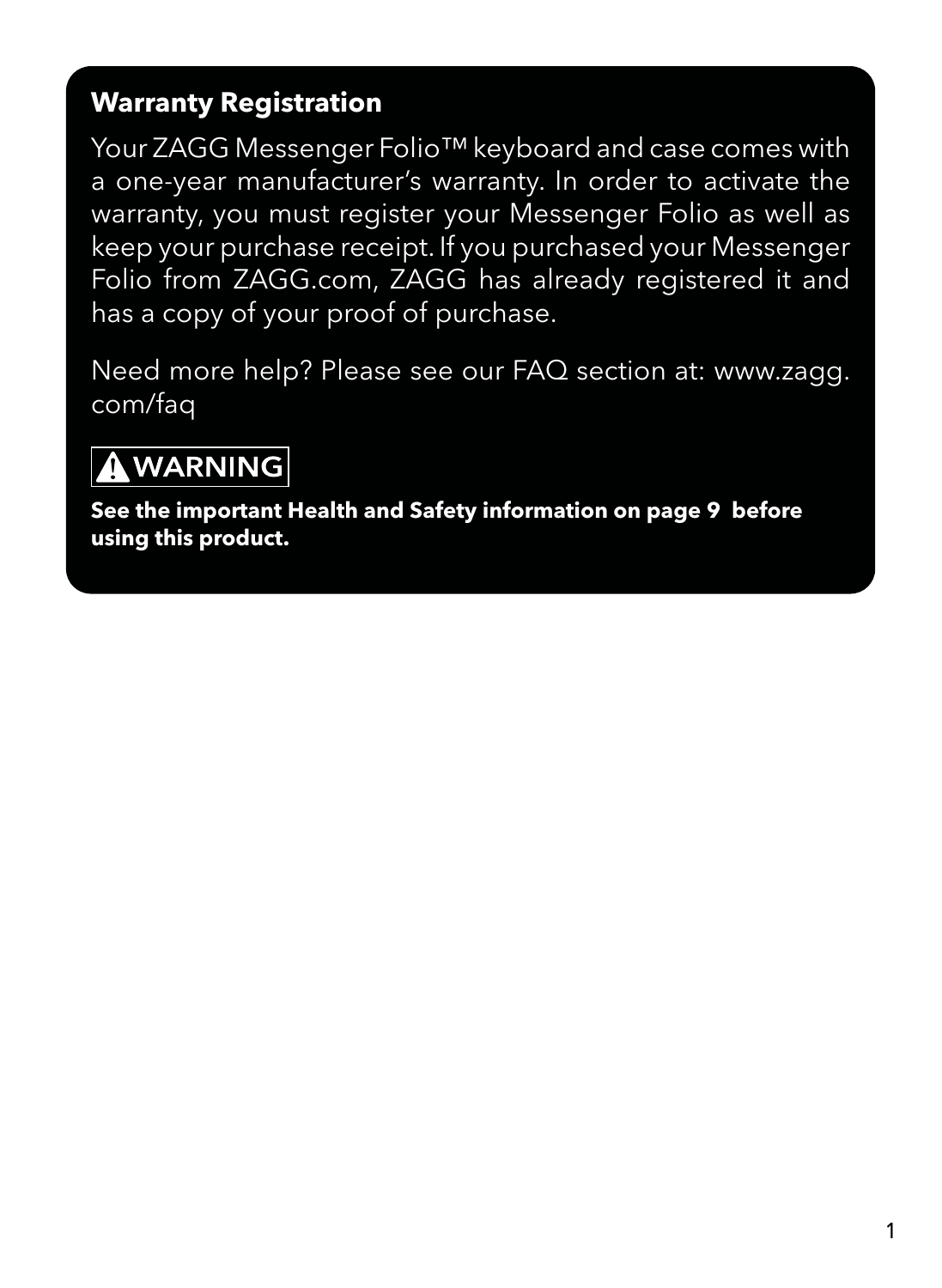## Warranty Registration

Your ZAGG Messenger Folio™ keyboard and case comes with a one-year manufacturer's warranty. In order to activate the warranty, you must register your Messenger Folio as well as keep your purchase receipt. If you purchased your Messenger Folio from ZAGG.com, ZAGG has already registered it and has a copy of your proof of purchase.

Need more help? Please see our FAQ section at: www.zagg.com/faq

### ⚠ WARNING

**See the important Health and Safety information on page 9 before using this product.**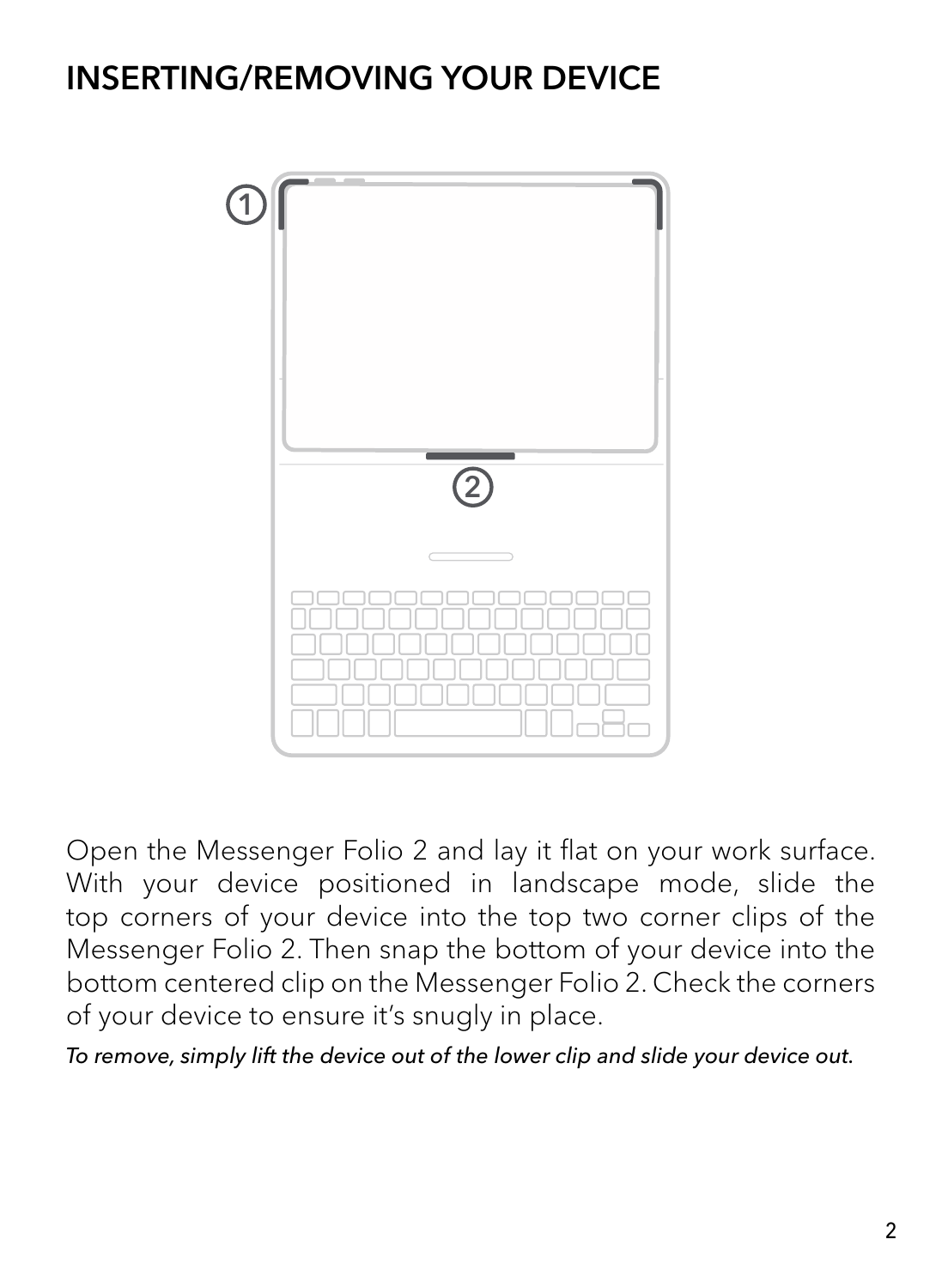# INSERTING/REMOVING YOUR DEVICE

Open the Messenger Folio 2 and lay it flat on your work surface. With your device positioned in landscape mode, slide the top corners of your device into the top two corner clips of the Messenger Folio 2. Then snap the bottom of your device into the bottom centered clip on the Messenger Folio 2. Check the corners of your device to ensure it's snugly in place.

*To remove, simply lift the device out of the lower clip and slide your device out.*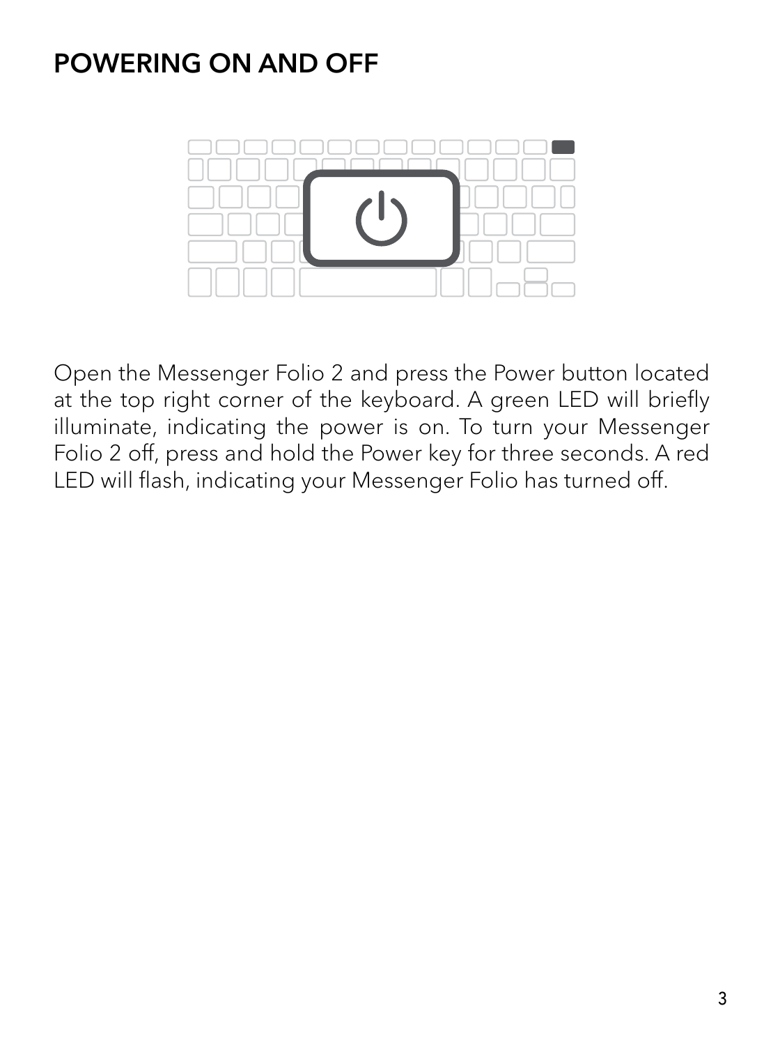# POWERING ON AND OFF

Open the Messenger Folio 2 and press the Power button located at the top right corner of the keyboard. A green LED will briefly illuminate, indicating the power is on. To turn your Messenger Folio 2 off, press and hold the Power key for three seconds. A red LED will flash, indicating your Messenger Folio has turned off.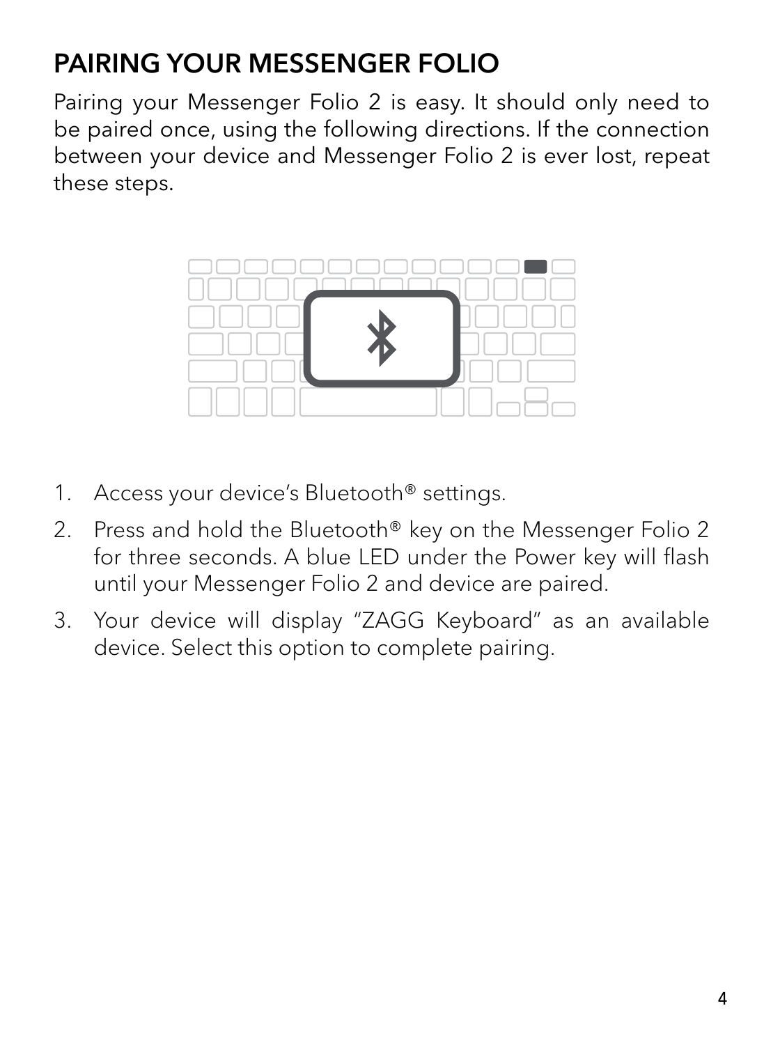# PAIRING YOUR MESSENGER FOLIO

Pairing your Messenger Folio 2 is easy. It should only need to be paired once, using the following directions. If the connection between your device and Messenger Folio 2 is ever lost, repeat these steps.

1. Access your device's Bluetooth® settings.
2. Press and hold the Bluetooth® key on the Messenger Folio 2 for three seconds. A blue LED under the Power key will flash until your Messenger Folio 2 and device are paired.
3. Your device will display "ZAGG Keyboard" as an available device. Select this option to complete pairing.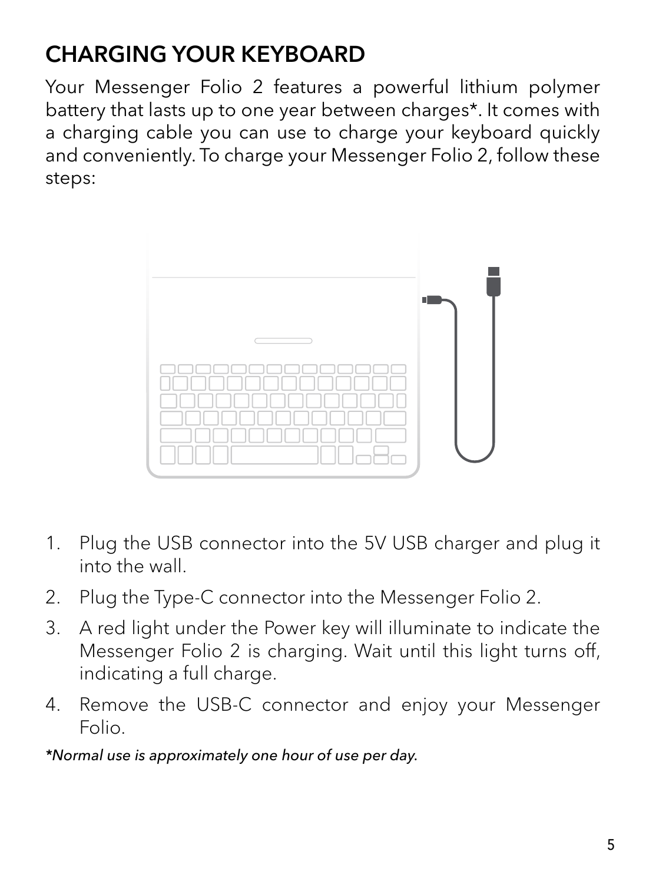## CHARGING YOUR KEYBOARD

Your Messenger Folio 2 features a powerful lithium polymer battery that lasts up to one year between charges*. It comes with a charging cable you can use to charge your keyboard quickly and conveniently. To charge your Messenger Folio 2, follow these steps:

1. Plug the USB connector into the 5V USB charger and plug it into the wall.
2. Plug the Type-C connector into the Messenger Folio 2.
3. A red light under the Power key will illuminate to indicate the Messenger Folio 2 is charging. Wait until this light turns off, indicating a full charge.
4. Remove the USB-C connector and enjoy your Messenger Folio.

*\*Normal use is approximately one hour of use per day.*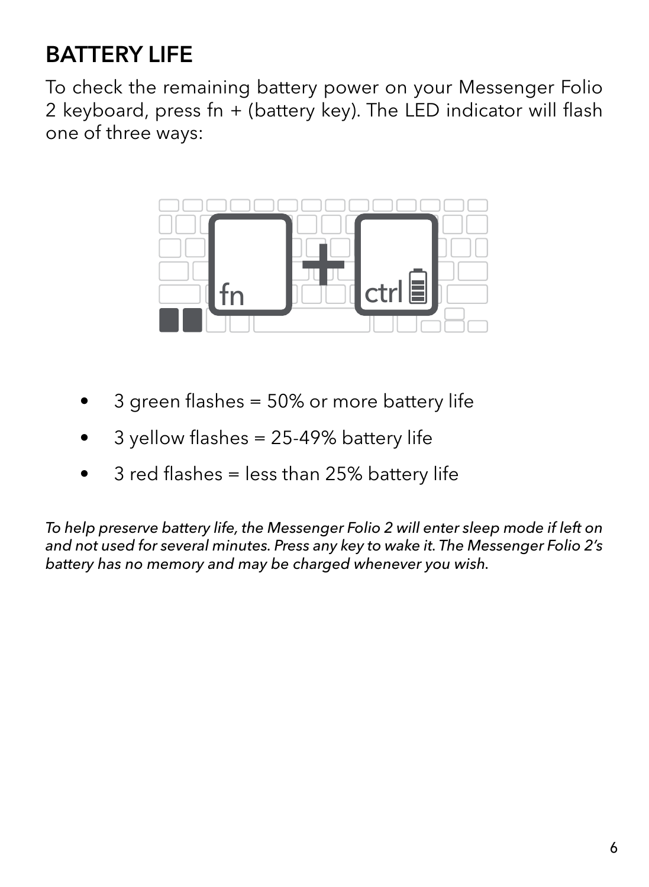## BATTERY LIFE

To check the remaining battery power on your Messenger Folio 2 keyboard, press fn + (battery key). The LED indicator will flash one of three ways:

- 3 green flashes = 50% or more battery life
- 3 yellow flashes = 25-49% battery life
- 3 red flashes = less than 25% battery life

*To help preserve battery life, the Messenger Folio 2 will enter sleep mode if left on and not used for several minutes. Press any key to wake it. The Messenger Folio 2's battery has no memory and may be charged whenever you wish.*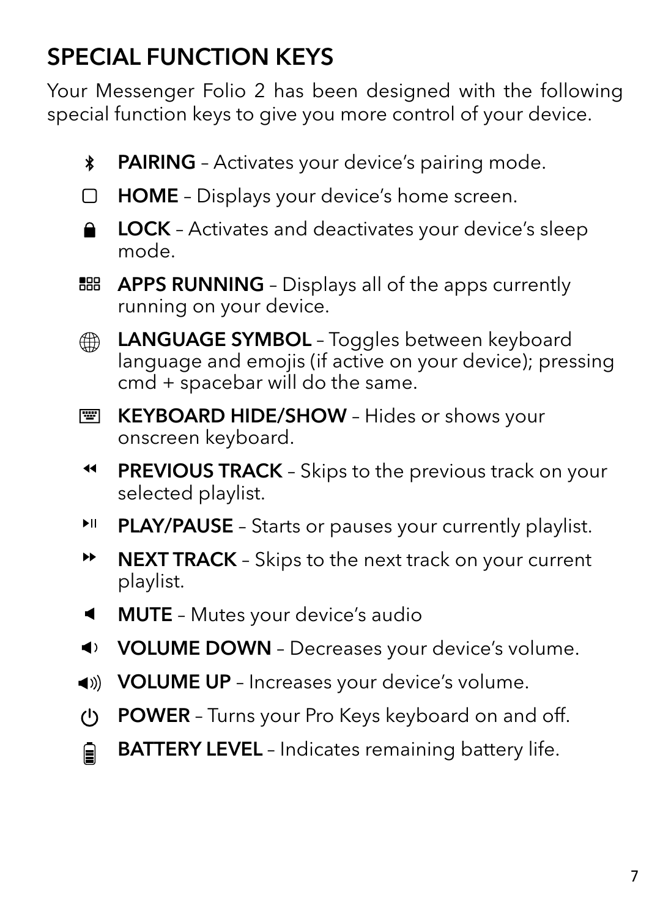## SPECIAL FUNCTION KEYS

Your Messenger Folio 2 has been designed with the following special function keys to give you more control of your device.

- **PAIRING** – Activates your device's pairing mode.
- **HOME** – Displays your device's home screen.
- **LOCK** – Activates and deactivates your device's sleep mode.
- **APPS RUNNING** – Displays all of the apps currently running on your device.
- **LANGUAGE SYMBOL** – Toggles between keyboard language and emojis (if active on your device); pressing cmd + spacebar will do the same.
- **KEYBOARD HIDE/SHOW** – Hides or shows your onscreen keyboard.
- **PREVIOUS TRACK** – Skips to the previous track on your selected playlist.
- **PLAY/PAUSE** – Starts or pauses your currently playlist.
- **NEXT TRACK** – Skips to the next track on your current playlist.
- **MUTE** – Mutes your device's audio
- **VOLUME DOWN** – Decreases your device's volume.
- **VOLUME UP** – Increases your device's volume.
- **POWER** – Turns your Pro Keys keyboard on and off.
- **BATTERY LEVEL** – Indicates remaining battery life.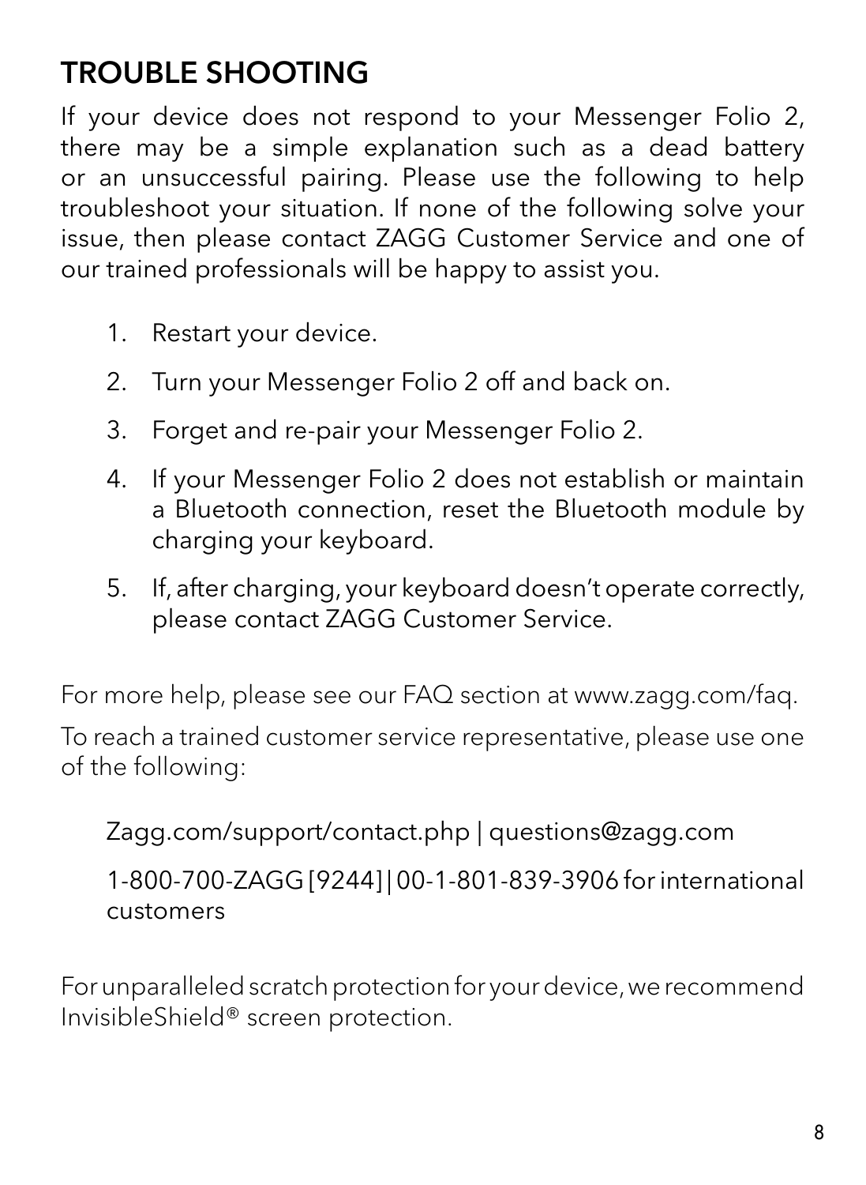## TROUBLE SHOOTING

If your device does not respond to your Messenger Folio 2, there may be a simple explanation such as a dead battery or an unsuccessful pairing. Please use the following to help troubleshoot your situation. If none of the following solve your issue, then please contact ZAGG Customer Service and one of our trained professionals will be happy to assist you.

1. Restart your device.
2. Turn your Messenger Folio 2 off and back on.
3. Forget and re-pair your Messenger Folio 2.
4. If your Messenger Folio 2 does not establish or maintain a Bluetooth connection, reset the Bluetooth module by charging your keyboard.
5. If, after charging, your keyboard doesn't operate correctly, please contact ZAGG Customer Service.

For more help, please see our FAQ section at www.zagg.com/faq.

To reach a trained customer service representative, please use one of the following:

Zagg.com/support/contact.php | questions@zagg.com

1-800-700-ZAGG [9244] | 00-1-801-839-3906 for international customers

For unparalleled scratch protection for your device, we recommend InvisibleShield® screen protection.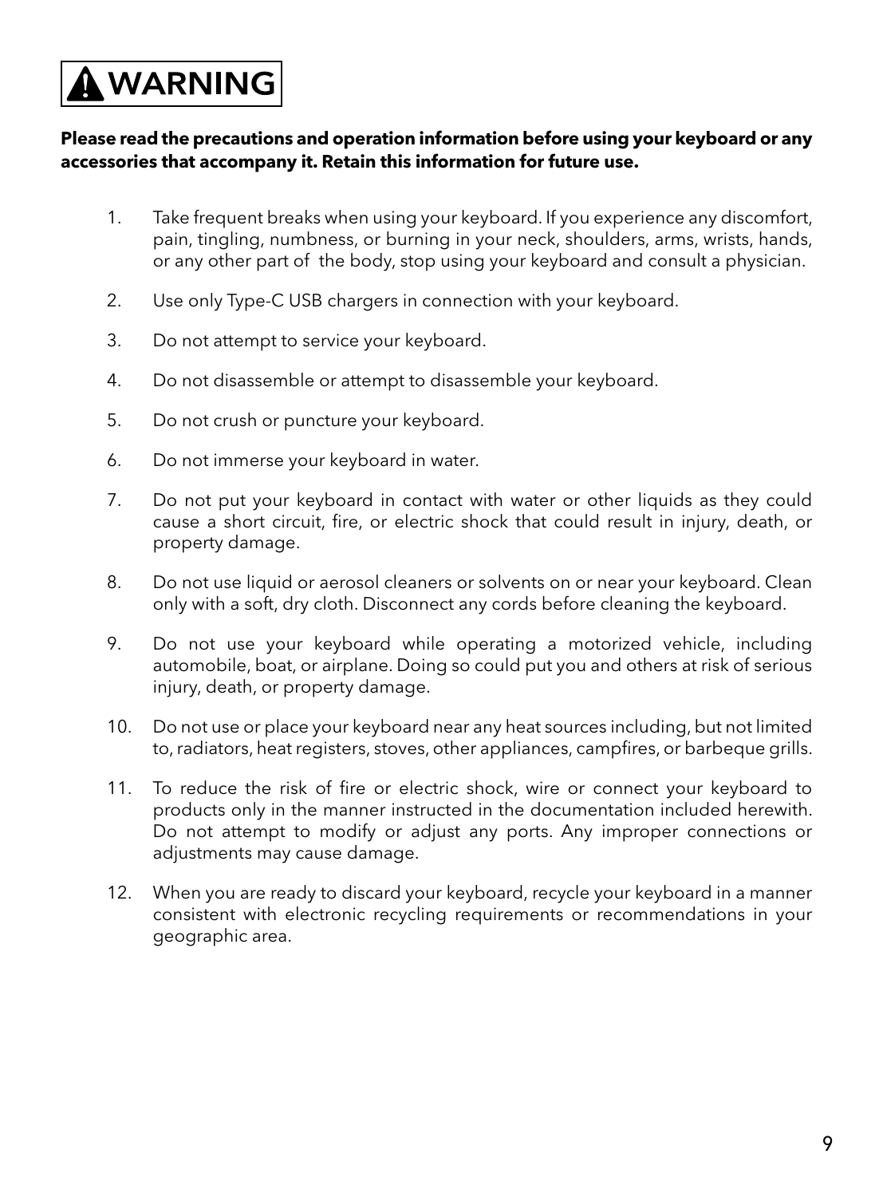# ⚠ WARNING

**Please read the precautions and operation information before using your keyboard or any accessories that accompany it. Retain this information for future use.**

1. Take frequent breaks when using your keyboard. If you experience any discomfort, pain, tingling, numbness, or burning in your neck, shoulders, arms, wrists, hands, or any other part of the body, stop using your keyboard and consult a physician.

2. Use only Type-C USB chargers in connection with your keyboard.

3. Do not attempt to service your keyboard.

4. Do not disassemble or attempt to disassemble your keyboard.

5. Do not crush or puncture your keyboard.

6. Do not immerse your keyboard in water.

7. Do not put your keyboard in contact with water or other liquids as they could cause a short circuit, fire, or electric shock that could result in injury, death, or property damage.

8. Do not use liquid or aerosol cleaners or solvents on or near your keyboard. Clean only with a soft, dry cloth. Disconnect any cords before cleaning the keyboard.

9. Do not use your keyboard while operating a motorized vehicle, including automobile, boat, or airplane. Doing so could put you and others at risk of serious injury, death, or property damage.

10. Do not use or place your keyboard near any heat sources including, but not limited to, radiators, heat registers, stoves, other appliances, campfires, or barbeque grills.

11. To reduce the risk of fire or electric shock, wire or connect your keyboard to products only in the manner instructed in the documentation included herewith. Do not attempt to modify or adjust any ports. Any improper connections or adjustments may cause damage.

12. When you are ready to discard your keyboard, recycle your keyboard in a manner consistent with electronic recycling requirements or recommendations in your geographic area.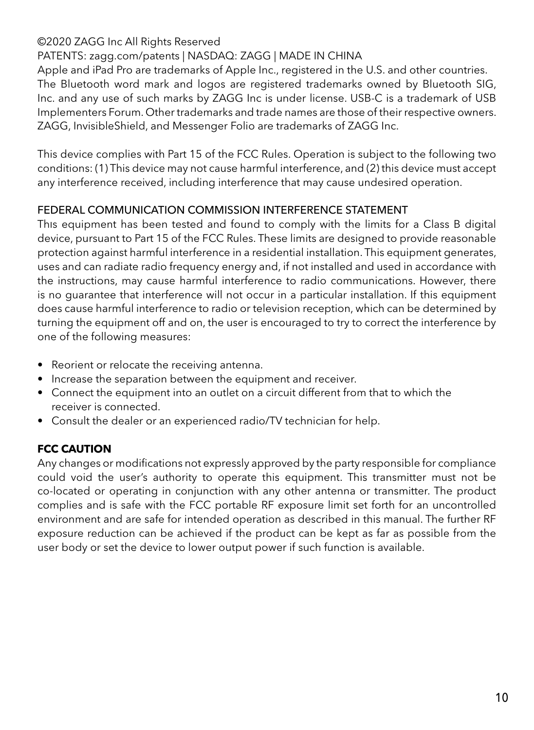©2020 ZAGG Inc All Rights Reserved

PATENTS: zagg.com/patents | NASDAQ: ZAGG | MADE IN CHINA

Apple and iPad Pro are trademarks of Apple Inc., registered in the U.S. and other countries. The Bluetooth word mark and logos are registered trademarks owned by Bluetooth SIG, Inc. and any use of such marks by ZAGG Inc is under license. USB-C is a trademark of USB Implementers Forum. Other trademarks and trade names are those of their respective owners. ZAGG, InvisibleShield, and Messenger Folio are trademarks of ZAGG Inc.

This device complies with Part 15 of the FCC Rules. Operation is subject to the following two conditions: (1) This device may not cause harmful interference, and (2) this device must accept any interference received, including interference that may cause undesired operation.

FEDERAL COMMUNICATION COMMISSION INTERFERENCE STATEMENT

Thıs equipment has been tested and found to comply with the limits for a Class B digital device, pursuant to Part 15 of the FCC Rules. These limits are designed to provide reasonable protection against harmful interference in a residential installation. This equipment generates, uses and can radiate radio frequency energy and, if not installed and used in accordance with the instructions, may cause harmful interference to radio communications. However, there is no guarantee that interference will not occur in a particular installation. If this equipment does cause harmful interference to radio or television reception, which can be determined by turning the equipment off and on, the user is encouraged to try to correct the interference by one of the following measures:

- Reorient or relocate the receiving antenna.
- Increase the separation between the equipment and receiver.
- Connect the equipment into an outlet on a circuit different from that to which the receiver is connected.
- Consult the dealer or an experienced radio/TV technician for help.

**FCC CAUTION**

Any changes or modifications not expressly approved by the party responsible for compliance could void the user's authority to operate this equipment. This transmitter must not be co-located or operating in conjunction with any other antenna or transmitter. The product complies and is safe with the FCC portable RF exposure limit set forth for an uncontrolled environment and are safe for intended operation as described in this manual. The further RF exposure reduction can be achieved if the product can be kept as far as possible from the user body or set the device to lower output power if such function is available.